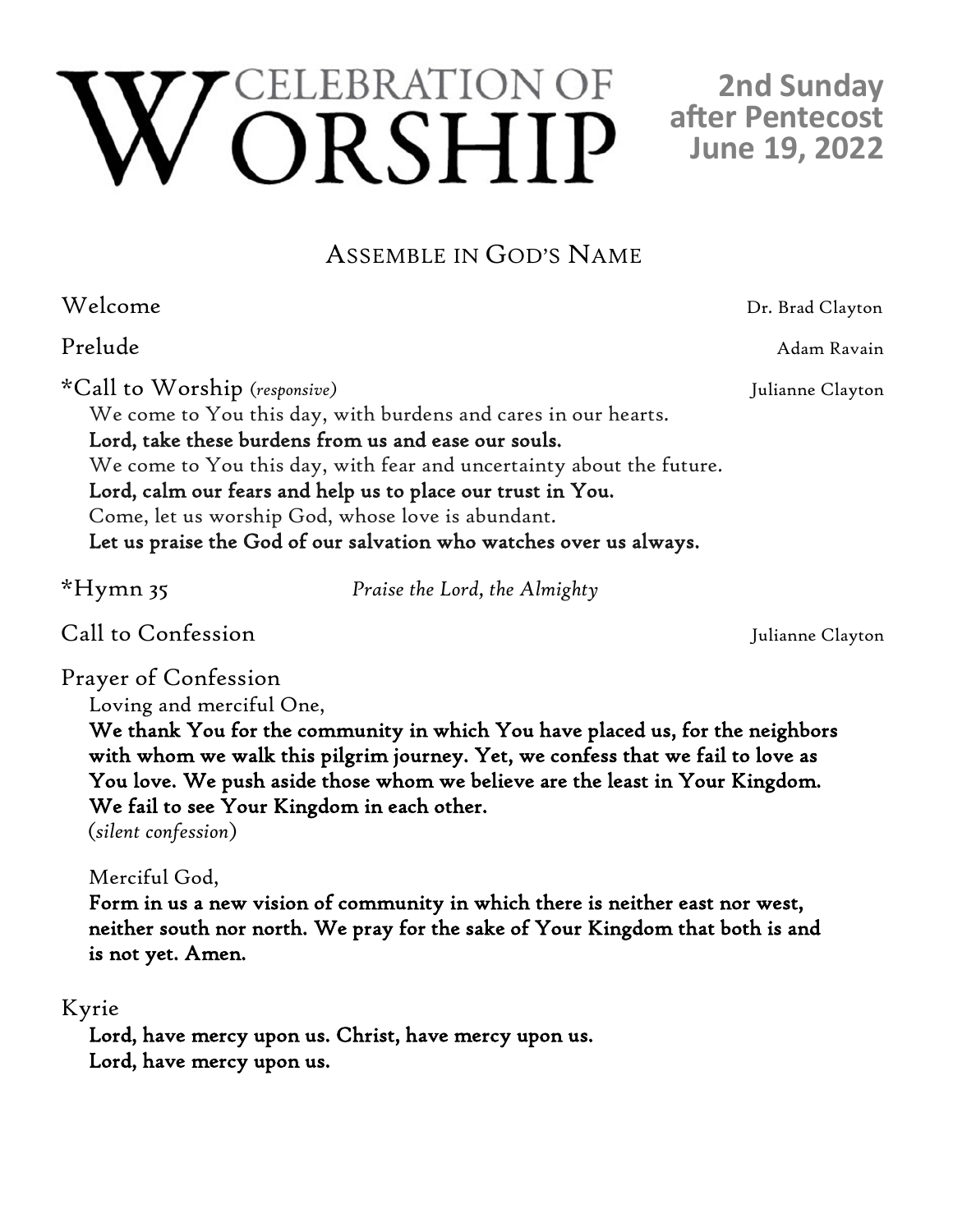# Celebration of Worship

**2nd Sunday after Pentecost**
**June 19, 2022**

## Assemble in God's Name

Welcome — Dr. Brad Clayton

Prelude — Adam Ravain

*Call to Worship *(responsive)* — Julianne Clayton

We come to You this day, with burdens and cares in our hearts.
**Lord, take these burdens from us and ease our souls.**
We come to You this day, with fear and uncertainty about the future.
**Lord, calm our fears and help us to place our trust in You.**
Come, let us worship God, whose love is abundant.
**Let us praise the God of our salvation who watches over us always.**

*Hymn 35 — *Praise the Lord, the Almighty*

Call to Confession — Julianne Clayton

Prayer of Confession

Loving and merciful One,
**We thank You for the community in which You have placed us, for the neighbors with whom we walk this pilgrim journey. Yet, we confess that we fail to love as You love. We push aside those whom we believe are the least in Your Kingdom. We fail to see Your Kingdom in each other.**
(*silent confession*)

Merciful God,
**Form in us a new vision of community in which there is neither east nor west, neither south nor north. We pray for the sake of Your Kingdom that both is and is not yet. Amen.**

Kyrie

**Lord, have mercy upon us. Christ, have mercy upon us.**
**Lord, have mercy upon us.**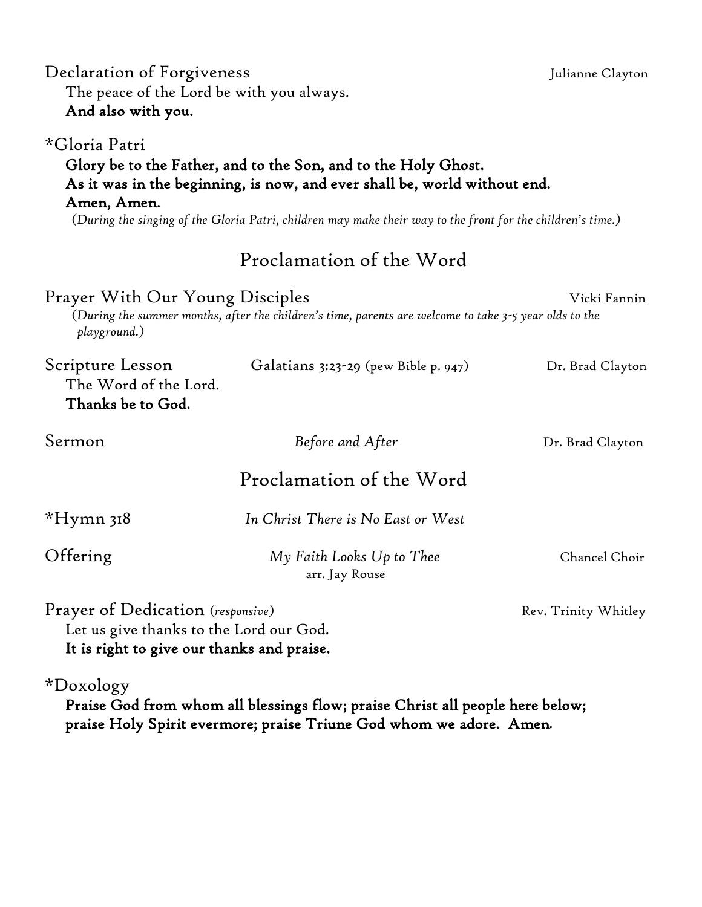Declaration of Forgiveness — Julianne Clayton

The peace of the Lord be with you always.
**And also with you.**

*Gloria Patri

**Glory be to the Father, and to the Son, and to the Holy Ghost.**
**As it was in the beginning, is now, and ever shall be, world without end.**
**Amen, Amen.**

(*During the singing of the Gloria Patri, children may make their way to the front for the children's time.*)

## Proclamation of the Word

Prayer With Our Young Disciples — Vicki Fannin

(*During the summer months, after the children's time, parents are welcome to take 3-5 year olds to the playground.*)

Scripture Lesson — Galatians 3:23-29 (pew Bible p. 947) — Dr. Brad Clayton

The Word of the Lord.
**Thanks be to God.**

Sermon — *Before and After* — Dr. Brad Clayton

## Proclamation of the Word

*Hymn 318 — *In Christ There is No East or West*

Offering — *My Faith Looks Up to Thee* arr. Jay Rouse — Chancel Choir

Prayer of Dedication (*responsive*) — Rev. Trinity Whitley

Let us give thanks to the Lord our God.
**It is right to give our thanks and praise.**

*Doxology

**Praise God from whom all blessings flow; praise Christ all people here below;**
**praise Holy Spirit evermore; praise Triune God whom we adore. Amen.**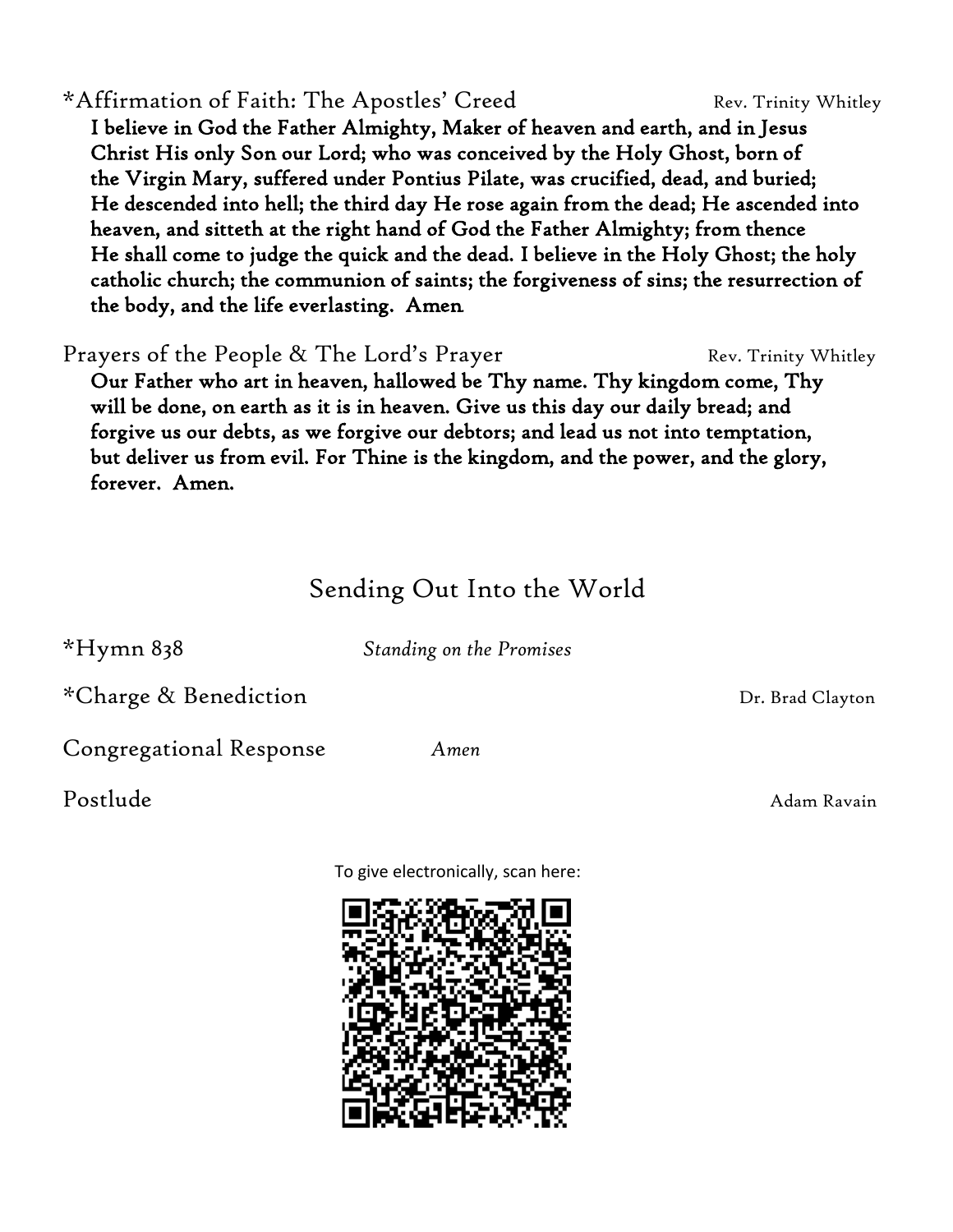*Affirmation of Faith: The Apostles' Creed — Rev. Trinity Whitley

**I believe in God the Father Almighty, Maker of heaven and earth, and in Jesus Christ His only Son our Lord; who was conceived by the Holy Ghost, born of the Virgin Mary, suffered under Pontius Pilate, was crucified, dead, and buried; He descended into hell; the third day He rose again from the dead; He ascended into heaven, and sitteth at the right hand of God the Father Almighty; from thence He shall come to judge the quick and the dead. I believe in the Holy Ghost; the holy catholic church; the communion of saints; the forgiveness of sins; the resurrection of the body, and the life everlasting. Amen**

Prayers of the People & The Lord's Prayer — Rev. Trinity Whitley

**Our Father who art in heaven, hallowed be Thy name. Thy kingdom come, Thy will be done, on earth as it is in heaven. Give us this day our daily bread; and forgive us our debts, as we forgive our debtors; and lead us not into temptation, but deliver us from evil. For Thine is the kingdom, and the power, and the glory, forever. Amen.**

## Sending Out Into the World

*Hymn 838 — *Standing on the Promises*

*Charge & Benediction — Dr. Brad Clayton

Congregational Response — *Amen*

Postlude — Adam Ravain

To give electronically, scan here: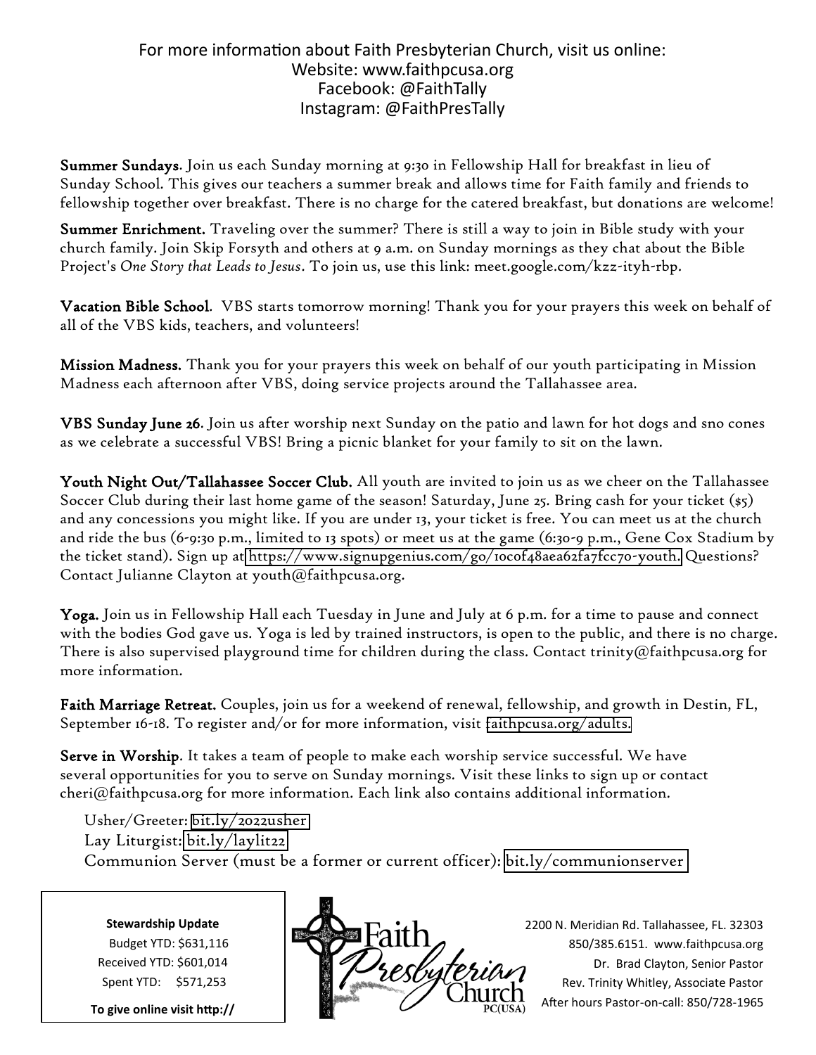For more information about Faith Presbyterian Church, visit us online:
Website: www.faithpcusa.org
Facebook: @FaithTally
Instagram: @FaithPresTally

**Summer Sundays**. Join us each Sunday morning at 9:30 in Fellowship Hall for breakfast in lieu of Sunday School. This gives our teachers a summer break and allows time for Faith family and friends to fellowship together over breakfast. There is no charge for the catered breakfast, but donations are welcome!

**Summer Enrichment.** Traveling over the summer? There is still a way to join in Bible study with your church family. Join Skip Forsyth and others at 9 a.m. on Sunday mornings as they chat about the Bible Project's *One Story that Leads to Jesus*. To join us, use this link: meet.google.com/kzz-ityh-rbp.

**Vacation Bible School**. VBS starts tomorrow morning! Thank you for your prayers this week on behalf of all of the VBS kids, teachers, and volunteers!

**Mission Madness.** Thank you for your prayers this week on behalf of our youth participating in Mission Madness each afternoon after VBS, doing service projects around the Tallahassee area.

**VBS Sunday June 26**. Join us after worship next Sunday on the patio and lawn for hot dogs and sno cones as we celebrate a successful VBS! Bring a picnic blanket for your family to sit on the lawn.

**Youth Night Out/Tallahassee Soccer Club.** All youth are invited to join us as we cheer on the Tallahassee Soccer Club during their last home game of the season! Saturday, June 25. Bring cash for your ticket ($5) and any concessions you might like. If you are under 13, your ticket is free. You can meet us at the church and ride the bus (6-9:30 p.m., limited to 13 spots) or meet us at the game (6:30-9 p.m., Gene Cox Stadium by the ticket stand). Sign up at https://www.signupgenius.com/go/10c0f48aea62fa7fcc70-youth. Questions? Contact Julianne Clayton at youth@faithpcusa.org.

**Yoga.** Join us in Fellowship Hall each Tuesday in June and July at 6 p.m. for a time to pause and connect with the bodies God gave us. Yoga is led by trained instructors, is open to the public, and there is no charge. There is also supervised playground time for children during the class. Contact trinity@faithpcusa.org for more information.

**Faith Marriage Retreat.** Couples, join us for a weekend of renewal, fellowship, and growth in Destin, FL, September 16-18. To register and/or for more information, visit faithpcusa.org/adults.

**Serve in Worship**. It takes a team of people to make each worship service successful. We have several opportunities for you to serve on Sunday mornings. Visit these links to sign up or contact cheri@faithpcusa.org for more information. Each link also contains additional information.

Usher/Greeter: bit.ly/2022usher
Lay Liturgist: bit.ly/laylit22
Communion Server (must be a former or current officer): bit.ly/communionserver

**Stewardship Update**
Budget YTD: $631,116
Received YTD: $601,014
Spent YTD: $571,253

**To give online visit http://**

Faith Presbyterian Church PC(USA)

2200 N. Meridian Rd. Tallahassee, FL. 32303
850/385.6151. www.faithpcusa.org
Dr. Brad Clayton, Senior Pastor
Rev. Trinity Whitley, Associate Pastor
After hours Pastor-on-call: 850/728-1965